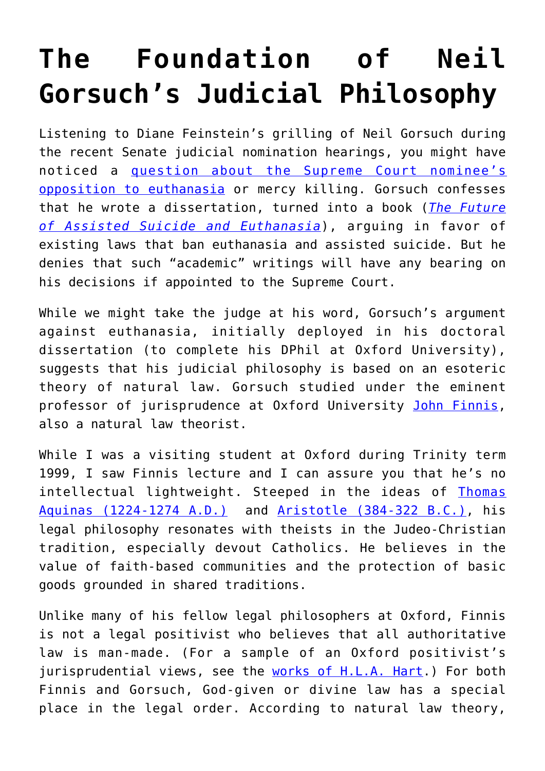# The Foundation of Neil Gorsuch's Judicial Philosophy

Listening to Diane Feinstein's grilling of Neil Gorsuch during the recent Senate judicial nomination hearings, you might have noticed a question about the Supreme Court nominee's opposition to euthanasia or mercy killing. Gorsuch confesses that he wrote a dissertation, turned into a book (*The Future of Assisted Suicide and Euthanasia*), arguing in favor of existing laws that ban euthanasia and assisted suicide. But he denies that such "academic" writings will have any bearing on his decisions if appointed to the Supreme Court.

While we might take the judge at his word, Gorsuch's argument against euthanasia, initially deployed in his doctoral dissertation (to complete his DPhil at Oxford University), suggests that his judicial philosophy is based on an esoteric theory of natural law. Gorsuch studied under the eminent professor of jurisprudence at Oxford University John Finnis, also a natural law theorist.

While I was a visiting student at Oxford during Trinity term 1999, I saw Finnis lecture and I can assure you that he's no intellectual lightweight. Steeped in the ideas of Thomas Aquinas (1224-1274 A.D.) and Aristotle (384-322 B.C.), his legal philosophy resonates with theists in the Judeo-Christian tradition, especially devout Catholics. He believes in the value of faith-based communities and the protection of basic goods grounded in shared traditions.

Unlike many of his fellow legal philosophers at Oxford, Finnis is not a legal positivist who believes that all authoritative law is man-made. (For a sample of an Oxford positivist's jurisprudential views, see the works of H.L.A. Hart.) For both Finnis and Gorsuch, God-given or divine law has a special place in the legal order. According to natural law theory,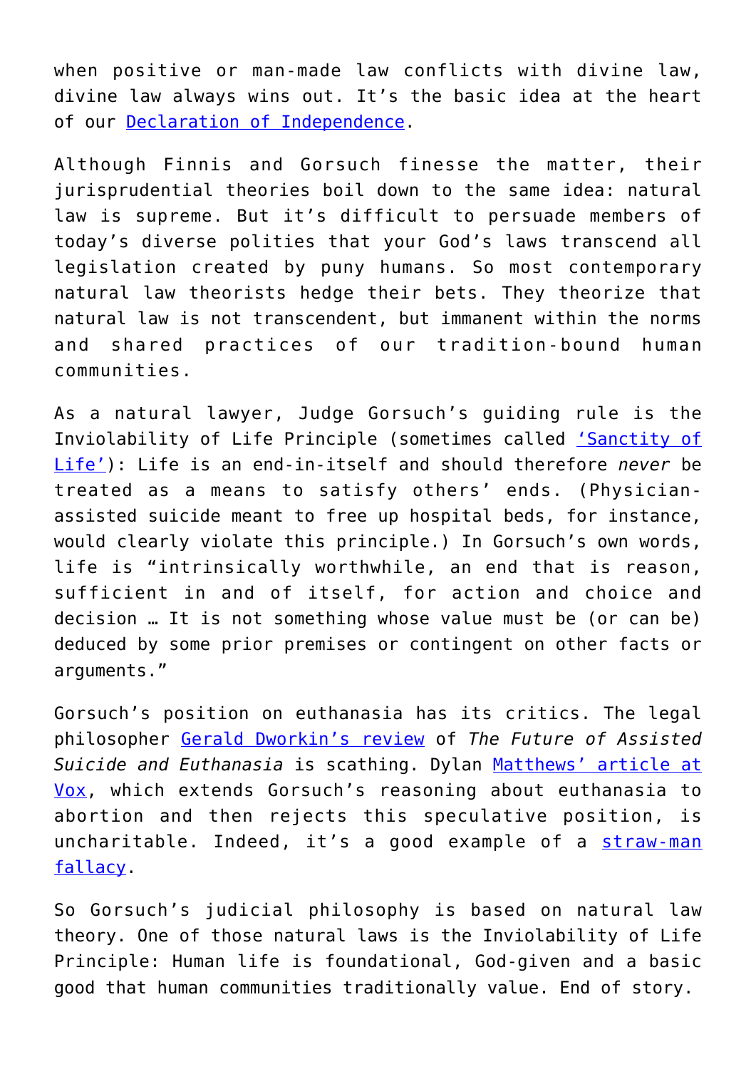when positive or man-made law conflicts with divine law, divine law always wins out. It's the basic idea at the heart of our Declaration of Independence.

Although Finnis and Gorsuch finesse the matter, their jurisprudential theories boil down to the same idea: natural law is supreme. But it's difficult to persuade members of today's diverse polities that your God's laws transcend all legislation created by puny humans. So most contemporary natural law theorists hedge their bets. They theorize that natural law is not transcendent, but immanent within the norms and shared practices of our tradition-bound human communities.

As a natural lawyer, Judge Gorsuch's guiding rule is the Inviolability of Life Principle (sometimes called 'Sanctity of Life'): Life is an end-in-itself and should therefore *never* be treated as a means to satisfy others' ends. (Physician-assisted suicide meant to free up hospital beds, for instance, would clearly violate this principle.) In Gorsuch's own words, life is "intrinsically worthwhile, an end that is reason, sufficient in and of itself, for action and choice and decision … It is not something whose value must be (or can be) deduced by some prior premises or contingent on other facts or arguments."

Gorsuch's position on euthanasia has its critics. The legal philosopher Gerald Dworkin's review of *The Future of Assisted Suicide and Euthanasia* is scathing. Dylan Matthews' article at Vox, which extends Gorsuch's reasoning about euthanasia to abortion and then rejects this speculative position, is uncharitable. Indeed, it's a good example of a straw-man fallacy.

So Gorsuch's judicial philosophy is based on natural law theory. One of those natural laws is the Inviolability of Life Principle: Human life is foundational, God-given and a basic good that human communities traditionally value. End of story.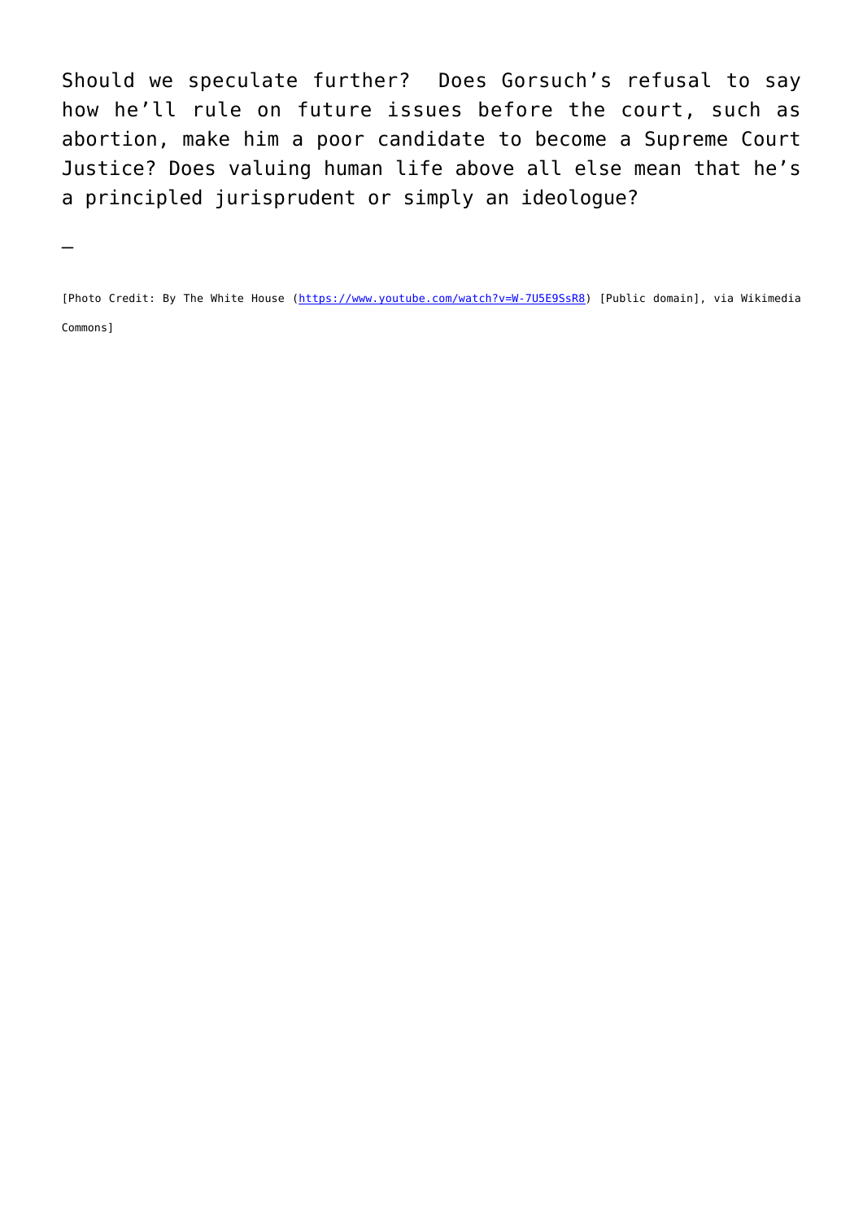Should we speculate further? Does Gorsuch's refusal to say how he'll rule on future issues before the court, such as abortion, make him a poor candidate to become a Supreme Court Justice? Does valuing human life above all else mean that he's a principled jurisprudent or simply an ideologue?

—

[Photo Credit: By The White House (https://www.youtube.com/watch?v=W-7U5E9SsR8) [Public domain], via Wikimedia Commons]